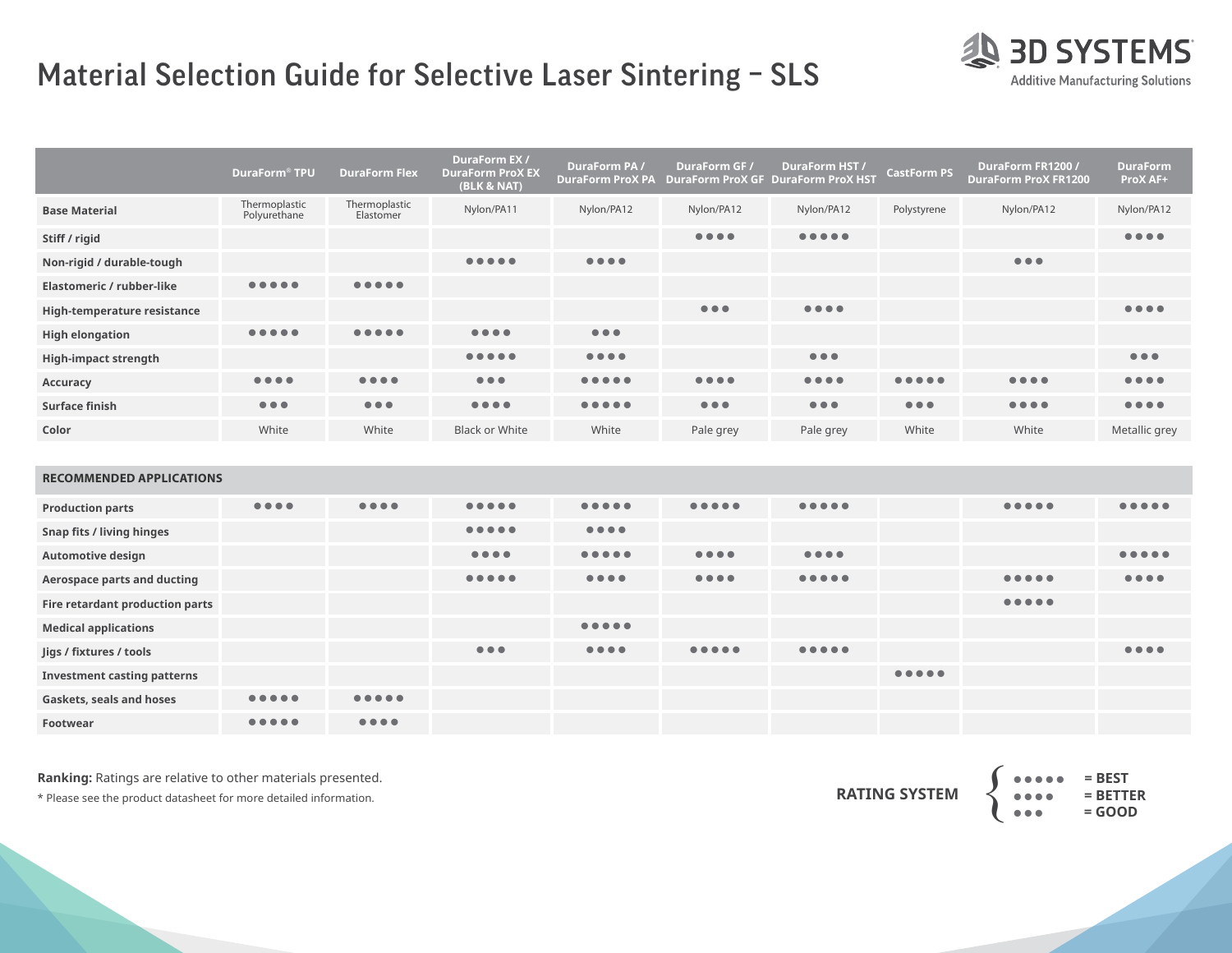# Material Selection Guide for Selective Laser Sintering – SLS

3D SYSTEMS
Additive Manufacturing Solutions

| | DuraForm® TPU | DuraForm Flex | DuraForm EX / DuraForm ProX EX (BLK & NAT) | DuraForm PA / DuraForm ProX PA | DuraForm GF / DuraForm ProX GF | DuraForm HST / DuraForm ProX HST | CastForm PS | DuraForm FR1200 / DuraForm ProX FR1200 | DuraForm ProX AF+ |
|---|---|---|---|---|---|---|---|---|---|
| **Base Material** | Thermoplastic Polyurethane | Thermoplastic Elastomer | Nylon/PA11 | Nylon/PA12 | Nylon/PA12 | Nylon/PA12 | Polystyrene | Nylon/PA12 | Nylon/PA12 |
| **Stiff / rigid** | | | | | ●●●● | ●●●●● | | | ●●●● |
| **Non-rigid / durable-tough** | | | ●●●●● | ●●●● | | | | ●●● | |
| **Elastomeric / rubber-like** | ●●●●● | ●●●●● | | | | | | | |
| **High-temperature resistance** | | | | | ●●● | ●●●● | | | ●●●● |
| **High elongation** | ●●●●● | ●●●●● | ●●●● | ●●● | | | | | |
| **High-impact strength** | | | ●●●●● | ●●●● | | ●●● | | | ●●● |
| **Accuracy** | ●●●● | ●●●● | ●●● | ●●●●● | ●●●● | ●●●● | ●●●●● | ●●●● | ●●●● |
| **Surface finish** | ●●● | ●●● | ●●●● | ●●●●● | ●●● | ●●● | ●●● | ●●●● | ●●●● |
| **Color** | White | White | Black or White | White | Pale grey | Pale grey | White | White | Metallic grey |
| **RECOMMENDED APPLICATIONS** | | | | | | | | | |
| **Production parts** | ●●●● | ●●●● | ●●●●● | ●●●●● | ●●●●● | ●●●●● | | ●●●●● | ●●●●● |
| **Snap fits / living hinges** | | | ●●●●● | ●●●● | | | | | |
| **Automotive design** | | | ●●●● | ●●●●● | ●●●● | ●●●● | | | ●●●●● |
| **Aerospace parts and ducting** | | | ●●●●● | ●●●● | ●●●● | ●●●●● | | ●●●●● | ●●●● |
| **Fire retardant production parts** | | | | | | | | ●●●●● | |
| **Medical applications** | | | | ●●●●● | | | | | |
| **Jigs / fixtures / tools** | | | ●●● | ●●●● | ●●●●● | ●●●●● | | | ●●●● |
| **Investment casting patterns** | | | | | | | ●●●●● | | |
| **Gaskets, seals and hoses** | ●●●●● | ●●●●● | | | | | | | |
| **Footwear** | ●●●●● | ●●●● | | | | | | | |

**Ranking:** Ratings are relative to other materials presented.

\* Please see the product datasheet for more detailed information.

**RATING SYSTEM**

- ●●●●● **= BEST**
- ●●●● **= BETTER**
- ●●● **= GOOD**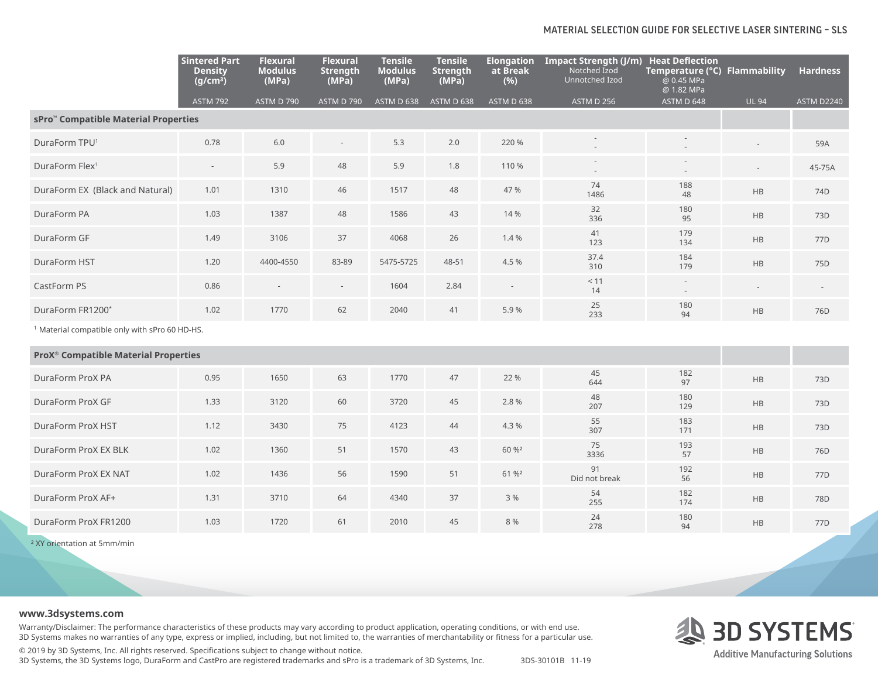# MATERIAL SELECTION GUIDE FOR SELECTIVE LASER SINTERING – SLS

| | Sintered Part Density (g/cm³) | Flexural Modulus (MPa) | Flexural Strength (MPa) | Tensile Modulus (MPa) | Tensile Strength (MPa) | Elongation at Break (%) | Impact Strength (J/m) Notched Izod / Unnotched Izod | Heat Deflection Temperature (°C) @ 0.45 MPa / @ 1.82 MPa | Flammability | Hardness |
|---|---|---|---|---|---|---|---|---|---|---|
| | ASTM 792 | ASTM D 790 | ASTM D 790 | ASTM D 638 | ASTM D 638 | ASTM D 638 | ASTM D 256 | ASTM D 648 | UL 94 | ASTM D2240 |
| **sPro™ Compatible Material Properties** | | | | | | | | | | |
| DuraForm TPU[1] | 0.78 | 6.0 | - | 5.3 | 2.0 | 220 % | - / - | - / - | - | 59A |
| DuraForm Flex[1] | - | 5.9 | 48 | 5.9 | 1.8 | 110 % | - / - | - / - | - | 45-75A |
| DuraForm EX (Black and Natural) | 1.01 | 1310 | 46 | 1517 | 48 | 47 % | 74 / 1486 | 188 / 48 | HB | 74D |
| DuraForm PA | 1.03 | 1387 | 48 | 1586 | 43 | 14 % | 32 / 336 | 180 / 95 | HB | 73D |
| DuraForm GF | 1.49 | 3106 | 37 | 4068 | 26 | 1.4 % | 41 / 123 | 179 / 134 | HB | 77D |
| DuraForm HST | 1.20 | 4400-4550 | 83-89 | 5475-5725 | 48-51 | 4.5 % | 37.4 / 310 | 184 / 179 | HB | 75D |
| CastForm PS | 0.86 | - | - | 1604 | 2.84 | - | < 11 / 14 | - / - | - | - |
| DuraForm FR1200* | 1.02 | 1770 | 62 | 2040 | 41 | 5.9 % | 25 / 233 | 180 / 94 | HB | 76D |

[1] Material compatible only with sPro 60 HD-HS.

| | Sintered Part Density (g/cm³) | Flexural Modulus (MPa) | Flexural Strength (MPa) | Tensile Modulus (MPa) | Tensile Strength (MPa) | Elongation at Break (%) | Impact Strength (J/m) Notched Izod / Unnotched Izod | Heat Deflection Temperature (°C) @ 0.45 MPa / @ 1.82 MPa | Flammability | Hardness |
|---|---|---|---|---|---|---|---|---|---|---|
| **ProX® Compatible Material Properties** | | | | | | | | | | |
| DuraForm ProX PA | 0.95 | 1650 | 63 | 1770 | 47 | 22 % | 45 / 644 | 182 / 97 | HB | 73D |
| DuraForm ProX GF | 1.33 | 3120 | 60 | 3720 | 45 | 2.8 % | 48 / 207 | 180 / 129 | HB | 73D |
| DuraForm ProX HST | 1.12 | 3430 | 75 | 4123 | 44 | 4.3 % | 55 / 307 | 183 / 171 | HB | 73D |
| DuraForm ProX EX BLK | 1.02 | 1360 | 51 | 1570 | 43 | 60 %[2] | 75 / 3336 | 193 / 57 | HB | 76D |
| DuraForm ProX EX NAT | 1.02 | 1436 | 56 | 1590 | 51 | 61 %[2] | 91 / Did not break | 192 / 56 | HB | 77D |
| DuraForm ProX AF+ | 1.31 | 3710 | 64 | 4340 | 37 | 3 % | 54 / 255 | 182 / 174 | HB | 78D |
| DuraForm ProX FR1200 | 1.03 | 1720 | 61 | 2010 | 45 | 8 % | 24 / 278 | 180 / 94 | HB | 77D |

[2] XY orientation at 5mm/min

**www.3dsystems.com**

Warranty/Disclaimer: The performance characteristics of these products may vary according to product application, operating conditions, or with end use. 3D Systems makes no warranties of any type, express or implied, including, but not limited to, the warranties of merchantability or fitness for a particular use.

© 2019 by 3D Systems, Inc. All rights reserved. Specifications subject to change without notice.
3D Systems, the 3D Systems logo, DuraForm and CastPro are registered trademarks and sPro is a trademark of 3D Systems, Inc.

3DS-30101B 11-19

3D SYSTEMS
Additive Manufacturing Solutions